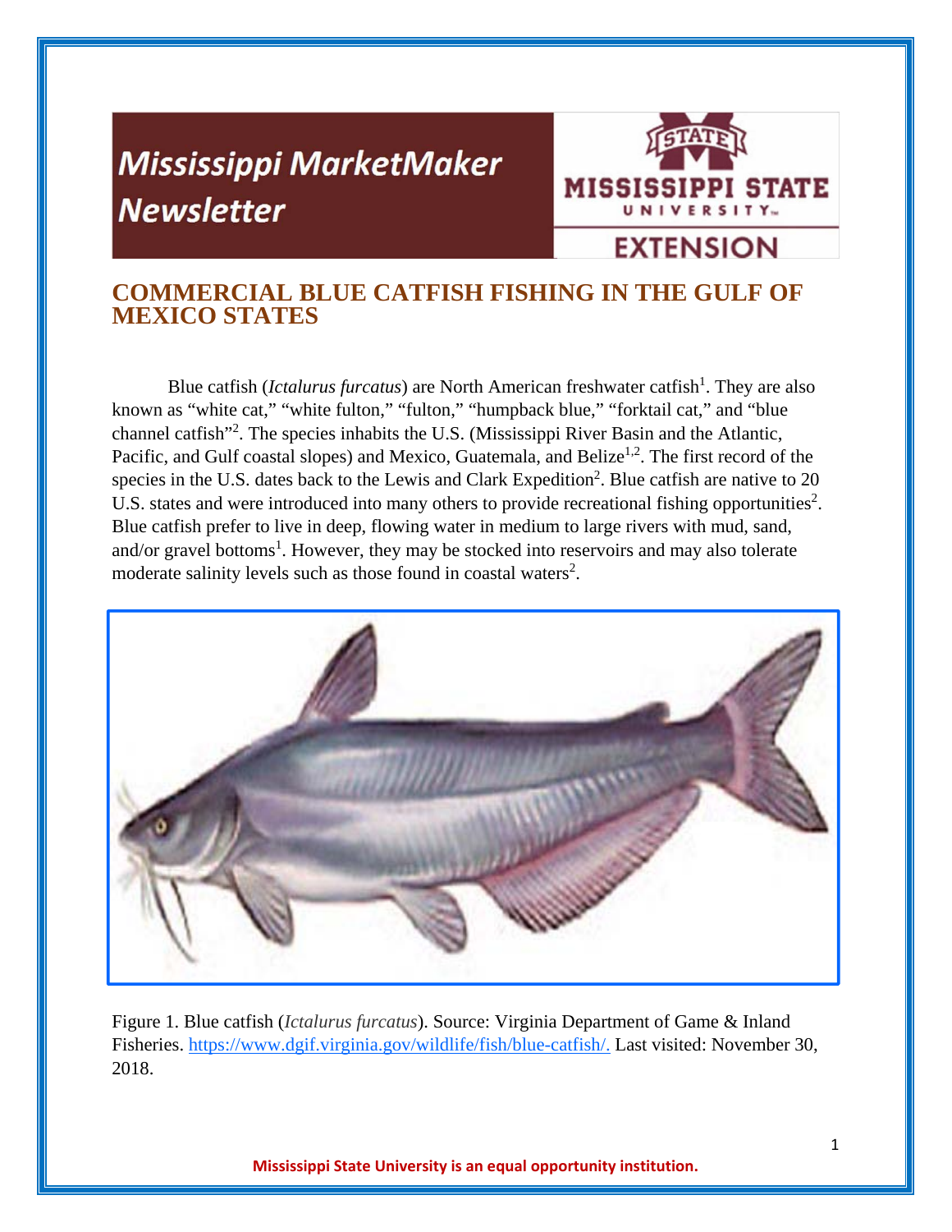Mississippi MarketMaker Newsletter

MISSISSIPPI STATE UNIVERSITY EXTENSION

# COMMERCIAL BLUE CATFISH FISHING IN THE GULF OF MEXICO STATES

Blue catfish (*Ictalurus furcatus*) are North American freshwater catfish[1]. They are also known as "white cat," "white fulton," "fulton," "humpback blue," "forktail cat," and "blue channel catfish"[2]. The species inhabits the U.S. (Mississippi River Basin and the Atlantic, Pacific, and Gulf coastal slopes) and Mexico, Guatemala, and Belize[1,2]. The first record of the species in the U.S. dates back to the Lewis and Clark Expedition[2]. Blue catfish are native to 20 U.S. states and were introduced into many others to provide recreational fishing opportunities[2]. Blue catfish prefer to live in deep, flowing water in medium to large rivers with mud, sand, and/or gravel bottoms[1]. However, they may be stocked into reservoirs and may also tolerate moderate salinity levels such as those found in coastal waters[2].

Figure 1. Blue catfish (*Ictalurus furcatus*). Source: Virginia Department of Game & Inland Fisheries. https://www.dgif.virginia.gov/wildlife/fish/blue-catfish/. Last visited: November 30, 2018.

**Mississippi State University is an equal opportunity institution.**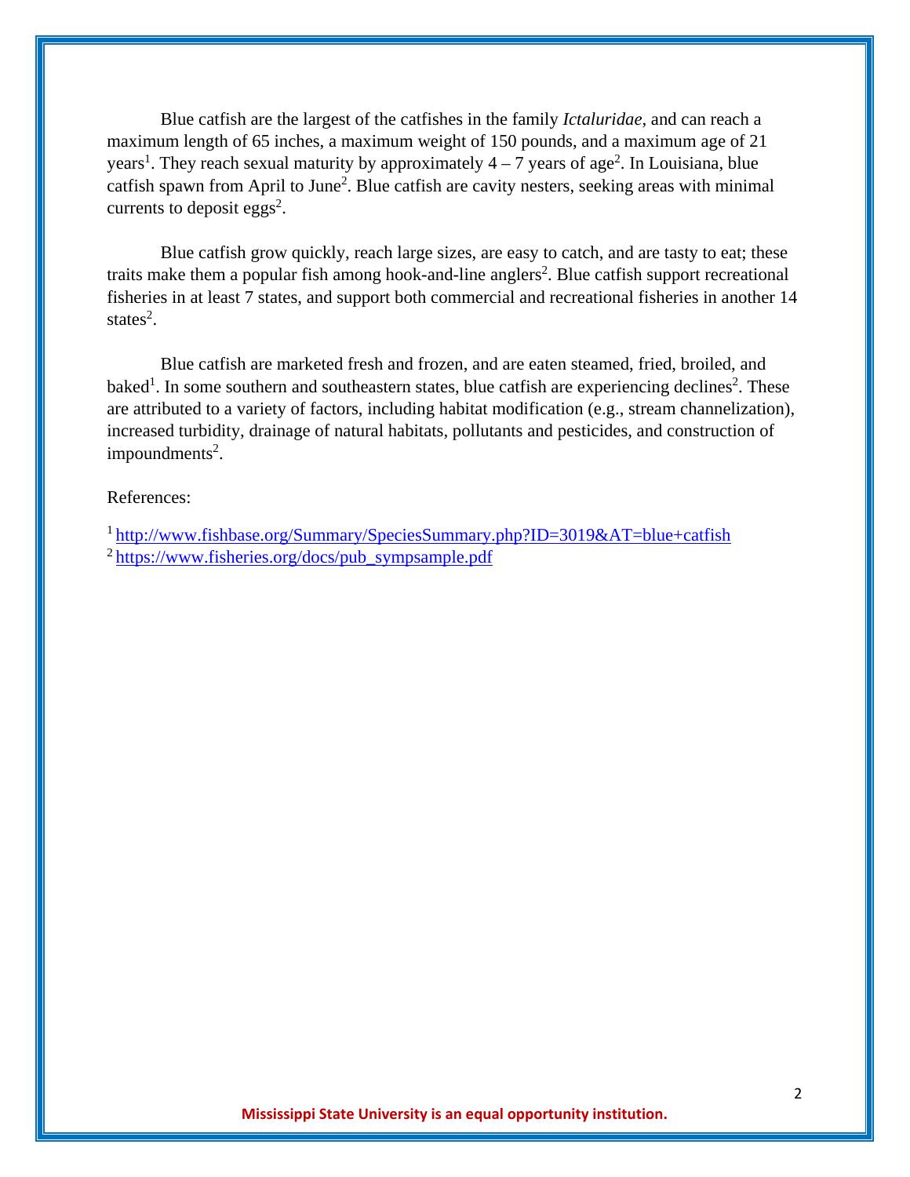Blue catfish are the largest of the catfishes in the family *Ictaluridae*, and can reach a maximum length of 65 inches, a maximum weight of 150 pounds, and a maximum age of 21 years[1]. They reach sexual maturity by approximately 4 – 7 years of age[2]. In Louisiana, blue catfish spawn from April to June[2]. Blue catfish are cavity nesters, seeking areas with minimal currents to deposit eggs[2].

Blue catfish grow quickly, reach large sizes, are easy to catch, and are tasty to eat; these traits make them a popular fish among hook-and-line anglers[2]. Blue catfish support recreational fisheries in at least 7 states, and support both commercial and recreational fisheries in another 14 states[2].

Blue catfish are marketed fresh and frozen, and are eaten steamed, fried, broiled, and baked[1]. In some southern and southeastern states, blue catfish are experiencing declines[2]. These are attributed to a variety of factors, including habitat modification (e.g., stream channelization), increased turbidity, drainage of natural habitats, pollutants and pesticides, and construction of impoundments[2].

References:

[1] http://www.fishbase.org/Summary/SpeciesSummary.php?ID=3019&AT=blue+catfish
[2] https://www.fisheries.org/docs/pub_sympsample.pdf

**Mississippi State University is an equal opportunity institution.**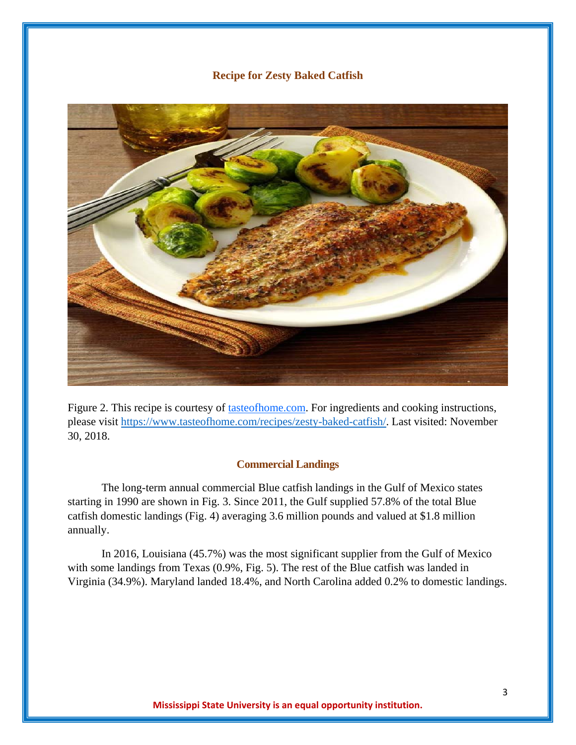## Recipe for Zesty Baked Catfish

Figure 2. This recipe is courtesy of tasteofhome.com. For ingredients and cooking instructions, please visit https://www.tasteofhome.com/recipes/zesty-baked-catfish/. Last visited: November 30, 2018.

## Commercial Landings

The long-term annual commercial Blue catfish landings in the Gulf of Mexico states starting in 1990 are shown in Fig. 3. Since 2011, the Gulf supplied 57.8% of the total Blue catfish domestic landings (Fig. 4) averaging 3.6 million pounds and valued at $1.8 million annually.

In 2016, Louisiana (45.7%) was the most significant supplier from the Gulf of Mexico with some landings from Texas (0.9%, Fig. 5). The rest of the Blue catfish was landed in Virginia (34.9%). Maryland landed 18.4%, and North Carolina added 0.2% to domestic landings.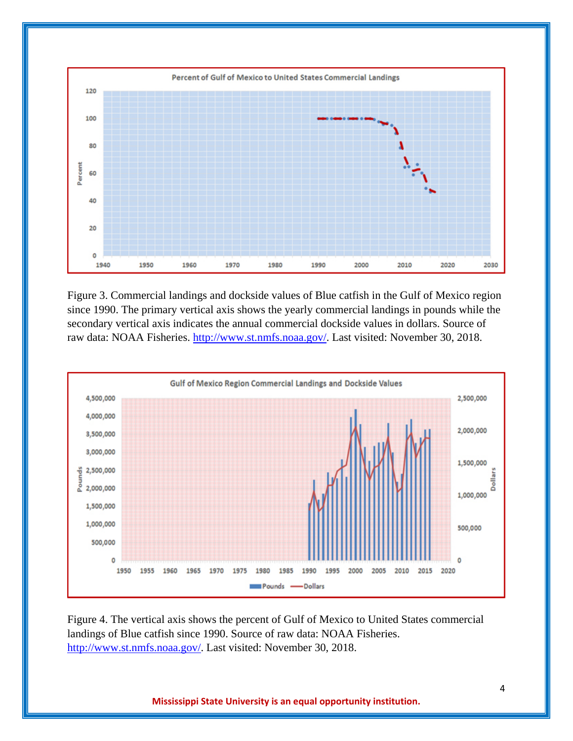Figure 3. Commercial landings and dockside values of Blue catfish in the Gulf of Mexico region since 1990. The primary vertical axis shows the yearly commercial landings in pounds while the secondary vertical axis indicates the annual commercial dockside values in dollars. Source of raw data: NOAA Fisheries. http://www.st.nmfs.noaa.gov/. Last visited: November 30, 2018.

Figure 4. The vertical axis shows the percent of Gulf of Mexico to United States commercial landings of Blue catfish since 1990. Source of raw data: NOAA Fisheries. http://www.st.nmfs.noaa.gov/. Last visited: November 30, 2018.

**Mississippi State University is an equal opportunity institution.**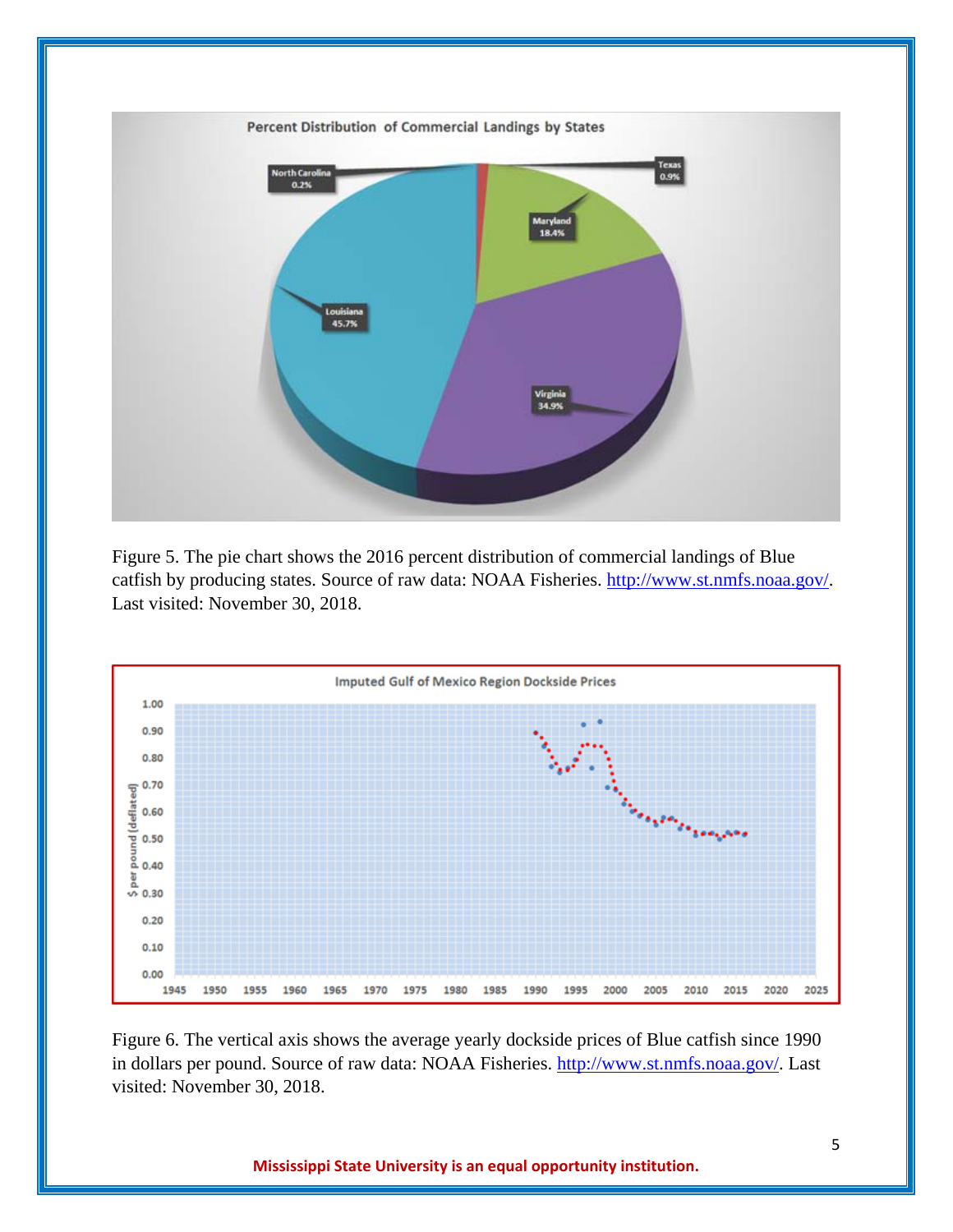Figure 5. The pie chart shows the 2016 percent distribution of commercial landings of Blue catfish by producing states. Source of raw data: NOAA Fisheries. http://www.st.nmfs.noaa.gov/. Last visited: November 30, 2018.

Figure 6. The vertical axis shows the average yearly dockside prices of Blue catfish since 1990 in dollars per pound. Source of raw data: NOAA Fisheries. http://www.st.nmfs.noaa.gov/. Last visited: November 30, 2018.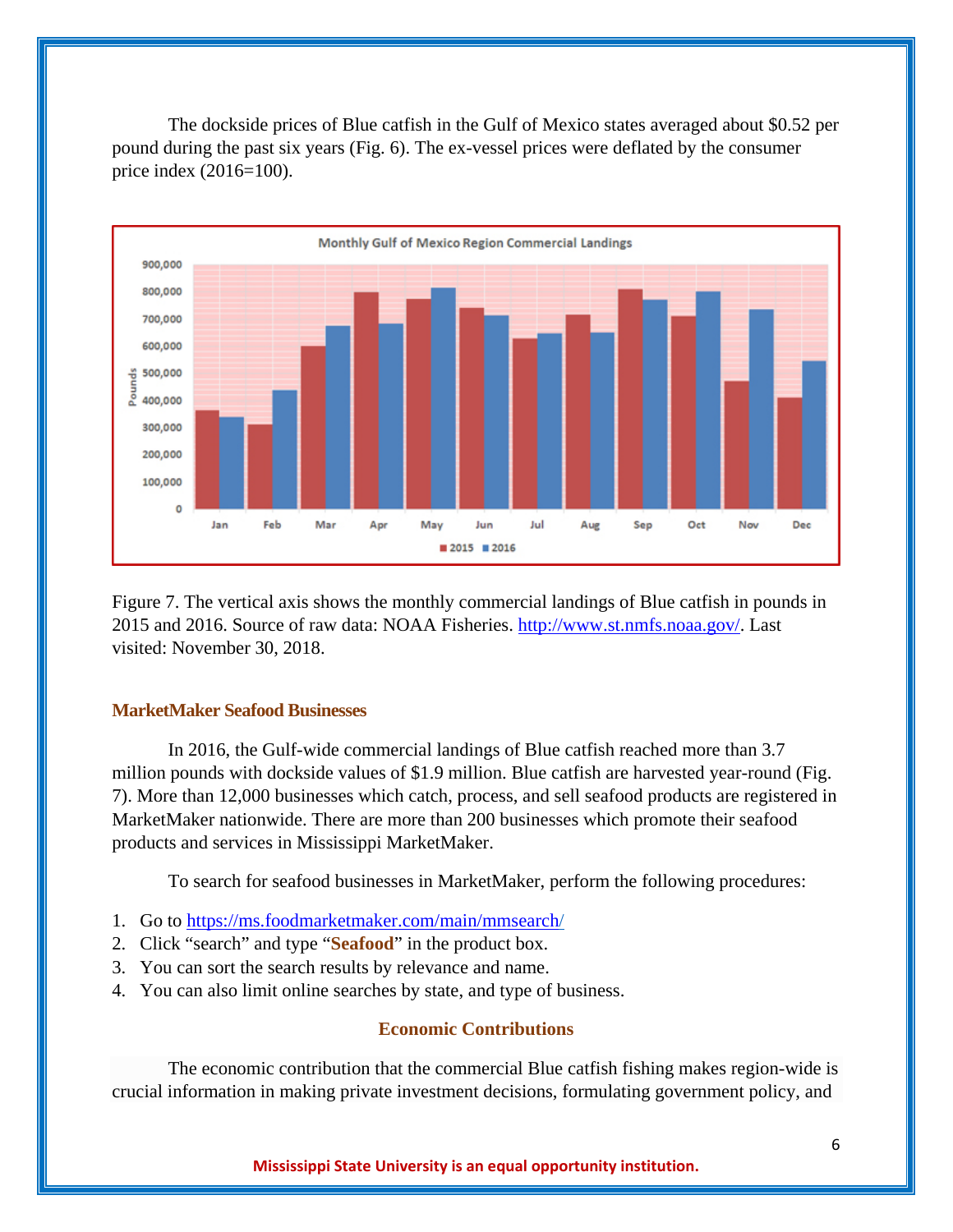The dockside prices of Blue catfish in the Gulf of Mexico states averaged about $0.52 per pound during the past six years (Fig. 6). The ex-vessel prices were deflated by the consumer price index (2016=100).

Figure 7. The vertical axis shows the monthly commercial landings of Blue catfish in pounds in 2015 and 2016. Source of raw data: NOAA Fisheries. http://www.st.nmfs.noaa.gov/. Last visited: November 30, 2018.

### MarketMaker Seafood Businesses

In 2016, the Gulf-wide commercial landings of Blue catfish reached more than 3.7 million pounds with dockside values of $1.9 million. Blue catfish are harvested year-round (Fig. 7). More than 12,000 businesses which catch, process, and sell seafood products are registered in MarketMaker nationwide. There are more than 200 businesses which promote their seafood products and services in Mississippi MarketMaker.

To search for seafood businesses in MarketMaker, perform the following procedures:

1. Go to https://ms.foodmarketmaker.com/main/mmsearch/
2. Click "search" and type "**Seafood**" in the product box.
3. You can sort the search results by relevance and name.
4. You can also limit online searches by state, and type of business.

## Economic Contributions

The economic contribution that the commercial Blue catfish fishing makes region-wide is crucial information in making private investment decisions, formulating government policy, and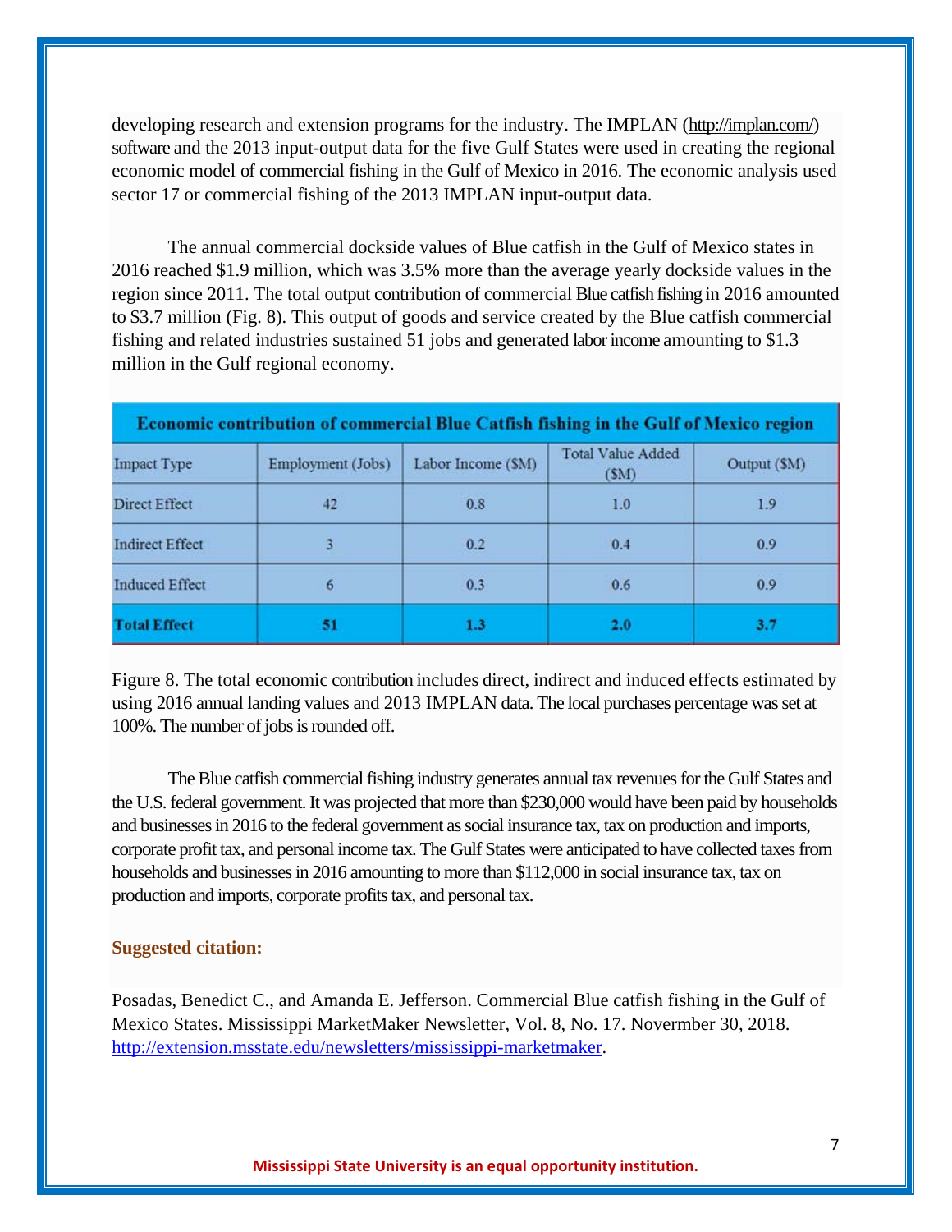developing research and extension programs for the industry. The IMPLAN (http://implan.com/) software and the 2013 input-output data for the five Gulf States were used in creating the regional economic model of commercial fishing in the Gulf of Mexico in 2016. The economic analysis used sector 17 or commercial fishing of the 2013 IMPLAN input-output data.

The annual commercial dockside values of Blue catfish in the Gulf of Mexico states in 2016 reached $1.9 million, which was 3.5% more than the average yearly dockside values in the region since 2011. The total output contribution of commercial Blue catfish fishing in 2016 amounted to $3.7 million (Fig. 8). This output of goods and service created by the Blue catfish commercial fishing and related industries sustained 51 jobs and generated labor income amounting to $1.3 million in the Gulf regional economy.

| Economic contribution of commercial Blue Catfish fishing in the Gulf of Mexico region | | | | |
|---|---|---|---|---|
| Impact Type | Employment (Jobs) | Labor Income ($M) | Total Value Added ($M) | Output ($M) |
| Direct Effect | 42 | 0.8 | 1.0 | 1.9 |
| Indirect Effect | 3 | 0.2 | 0.4 | 0.9 |
| Induced Effect | 6 | 0.3 | 0.6 | 0.9 |
| **Total Effect** | **51** | **1.3** | **2.0** | **3.7** |

Figure 8. The total economic contribution includes direct, indirect and induced effects estimated by using 2016 annual landing values and 2013 IMPLAN data. The local purchases percentage was set at 100%. The number of jobs is rounded off.

The Blue catfish commercial fishing industry generates annual tax revenues for the Gulf States and the U.S. federal government. It was projected that more than $230,000 would have been paid by households and businesses in 2016 to the federal government as social insurance tax, tax on production and imports, corporate profit tax, and personal income tax. The Gulf States were anticipated to have collected taxes from households and businesses in 2016 amounting to more than $112,000 in social insurance tax, tax on production and imports, corporate profits tax, and personal tax.

**Suggested citation:**

Posadas, Benedict C., and Amanda E. Jefferson. Commercial Blue catfish fishing in the Gulf of Mexico States. Mississippi MarketMaker Newsletter, Vol. 8, No. 17. Novermber 30, 2018. http://extension.msstate.edu/newsletters/mississippi-marketmaker.

Mississippi State University is an equal opportunity institution.